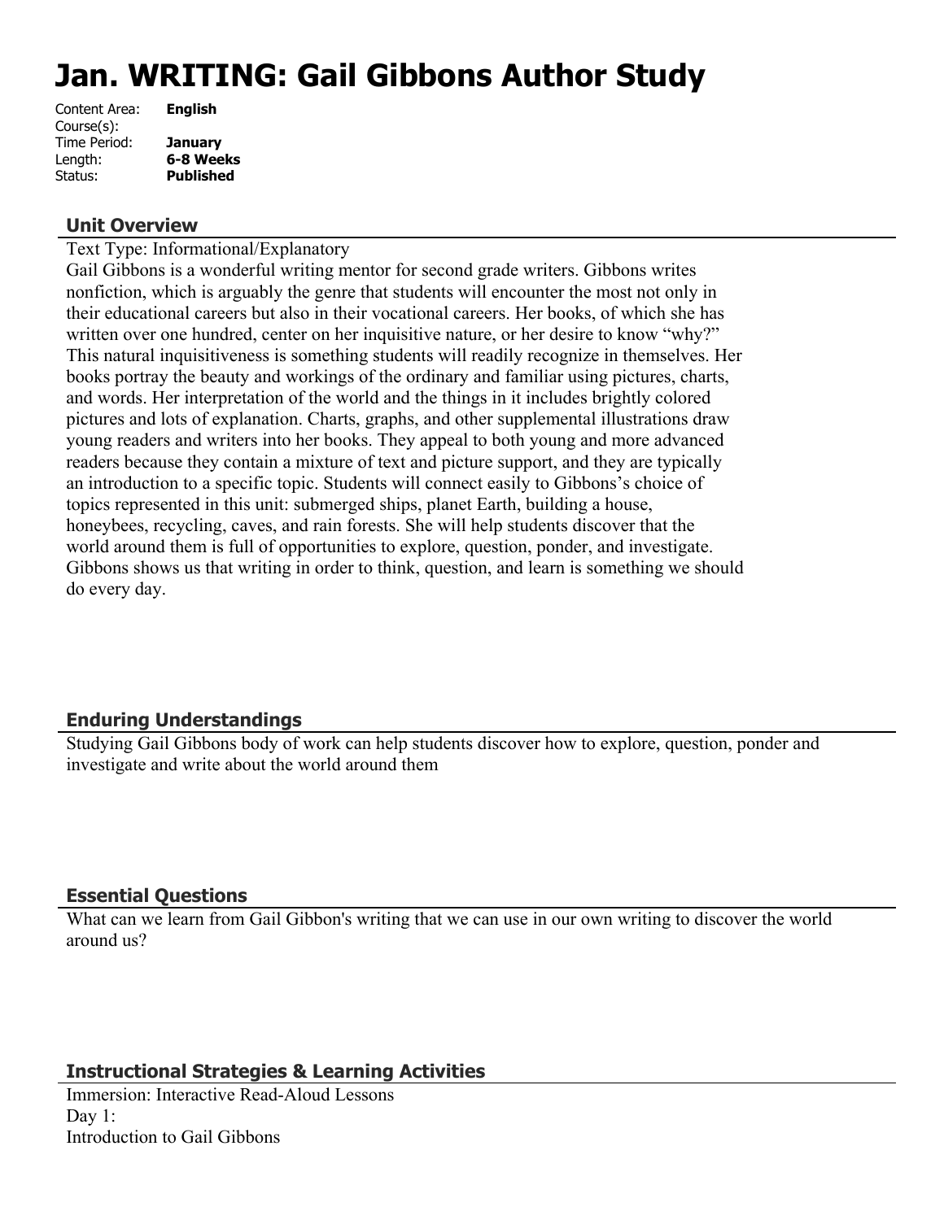# Jan. WRITING: Gail Gibbons Author Study

| | |
|---|---|
| Content Area: | **English** |
| Course(s): | |
| Time Period: | **January** |
| Length: | **6-8 Weeks** |
| Status: | **Published** |

## Unit Overview

Text Type: Informational/Explanatory

Gail Gibbons is a wonderful writing mentor for second grade writers. Gibbons writes nonfiction, which is arguably the genre that students will encounter the most not only in their educational careers but also in their vocational careers. Her books, of which she has written over one hundred, center on her inquisitive nature, or her desire to know "why?" This natural inquisitiveness is something students will readily recognize in themselves. Her books portray the beauty and workings of the ordinary and familiar using pictures, charts, and words. Her interpretation of the world and the things in it includes brightly colored pictures and lots of explanation. Charts, graphs, and other supplemental illustrations draw young readers and writers into her books. They appeal to both young and more advanced readers because they contain a mixture of text and picture support, and they are typically an introduction to a specific topic. Students will connect easily to Gibbons's choice of topics represented in this unit: submerged ships, planet Earth, building a house, honeybees, recycling, caves, and rain forests. She will help students discover that the world around them is full of opportunities to explore, question, ponder, and investigate. Gibbons shows us that writing in order to think, question, and learn is something we should do every day.

## Enduring Understandings

Studying Gail Gibbons body of work can help students discover how to explore, question, ponder and investigate and write about the world around them

## Essential Questions

What can we learn from Gail Gibbon's writing that we can use in our own writing to discover the world around us?

## Instructional Strategies & Learning Activities

Immersion: Interactive Read-Aloud Lessons

Day 1:

Introduction to Gail Gibbons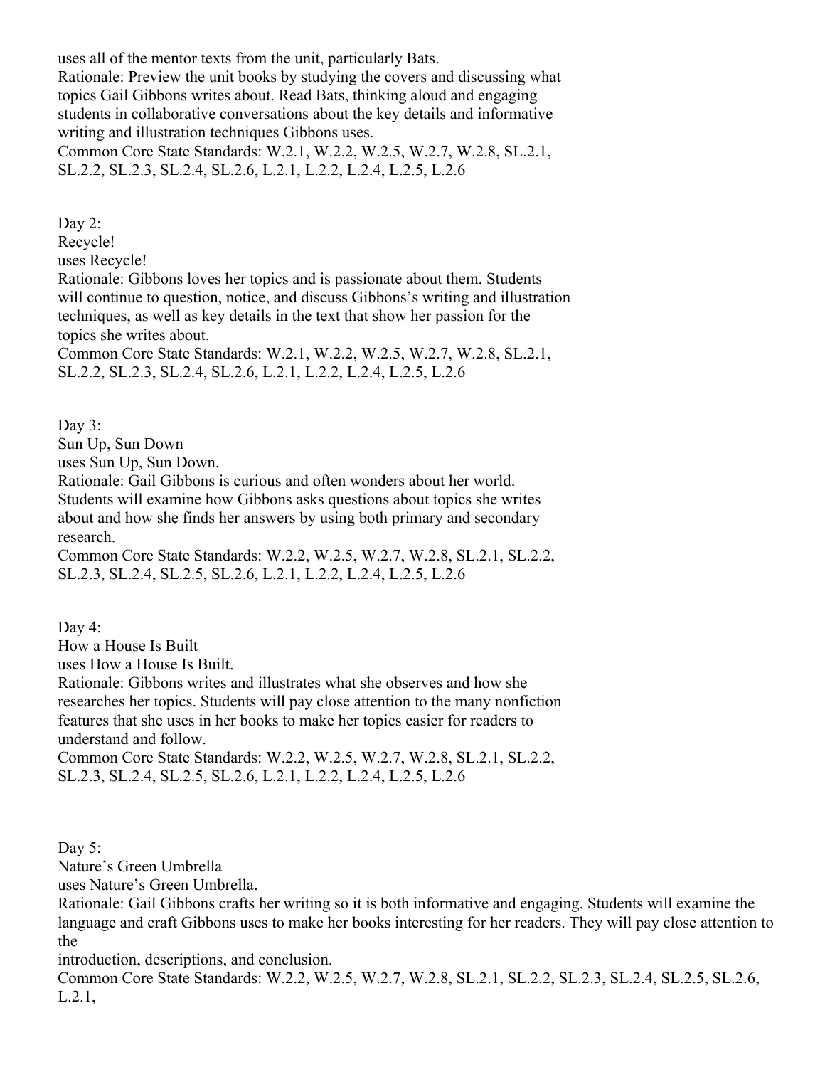uses all of the mentor texts from the unit, particularly Bats.
Rationale: Preview the unit books by studying the covers and discussing what topics Gail Gibbons writes about. Read Bats, thinking aloud and engaging students in collaborative conversations about the key details and informative writing and illustration techniques Gibbons uses.
Common Core State Standards: W.2.1, W.2.2, W.2.5, W.2.7, W.2.8, SL.2.1, SL.2.2, SL.2.3, SL.2.4, SL.2.6, L.2.1, L.2.2, L.2.4, L.2.5, L.2.6

Day 2:
Recycle!
uses Recycle!
Rationale: Gibbons loves her topics and is passionate about them. Students will continue to question, notice, and discuss Gibbons's writing and illustration techniques, as well as key details in the text that show her passion for the topics she writes about.
Common Core State Standards: W.2.1, W.2.2, W.2.5, W.2.7, W.2.8, SL.2.1, SL.2.2, SL.2.3, SL.2.4, SL.2.6, L.2.1, L.2.2, L.2.4, L.2.5, L.2.6

Day 3:
Sun Up, Sun Down
uses Sun Up, Sun Down.
Rationale: Gail Gibbons is curious and often wonders about her world. Students will examine how Gibbons asks questions about topics she writes about and how she finds her answers by using both primary and secondary research.
Common Core State Standards: W.2.2, W.2.5, W.2.7, W.2.8, SL.2.1, SL.2.2, SL.2.3, SL.2.4, SL.2.5, SL.2.6, L.2.1, L.2.2, L.2.4, L.2.5, L.2.6

Day 4:
How a House Is Built
uses How a House Is Built.
Rationale: Gibbons writes and illustrates what she observes and how she researches her topics. Students will pay close attention to the many nonfiction features that she uses in her books to make her topics easier for readers to understand and follow.
Common Core State Standards: W.2.2, W.2.5, W.2.7, W.2.8, SL.2.1, SL.2.2, SL.2.3, SL.2.4, SL.2.5, SL.2.6, L.2.1, L.2.2, L.2.4, L.2.5, L.2.6

Day 5:
Nature's Green Umbrella
uses Nature's Green Umbrella.
Rationale: Gail Gibbons crafts her writing so it is both informative and engaging. Students will examine the language and craft Gibbons uses to make her books interesting for her readers. They will pay close attention to the introduction, descriptions, and conclusion.
Common Core State Standards: W.2.2, W.2.5, W.2.7, W.2.8, SL.2.1, SL.2.2, SL.2.3, SL.2.4, SL.2.5, SL.2.6, L.2.1,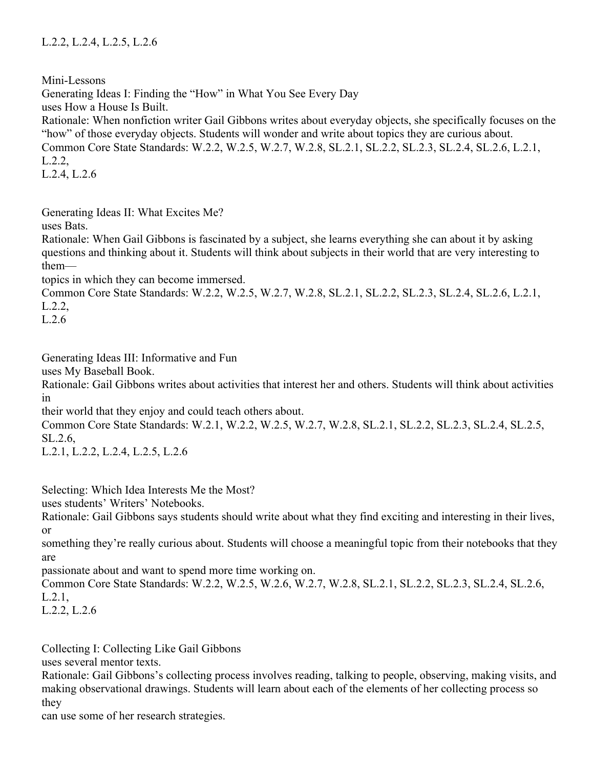L.2.2, L.2.4, L.2.5, L.2.6

## Mini-Lessons

### Generating Ideas I: Finding the "How" in What You See Every Day

uses How a House Is Built.

Rationale: When nonfiction writer Gail Gibbons writes about everyday objects, she specifically focuses on the "how" of those everyday objects. Students will wonder and write about topics they are curious about.

Common Core State Standards: W.2.2, W.2.5, W.2.7, W.2.8, SL.2.1, SL.2.2, SL.2.3, SL.2.4, SL.2.6, L.2.1, L.2.2, L.2.4, L.2.6

### Generating Ideas II: What Excites Me?

uses Bats.

Rationale: When Gail Gibbons is fascinated by a subject, she learns everything she can about it by asking questions and thinking about it. Students will think about subjects in their world that are very interesting to them—topics in which they can become immersed.

Common Core State Standards: W.2.2, W.2.5, W.2.7, W.2.8, SL.2.1, SL.2.2, SL.2.3, SL.2.4, SL.2.6, L.2.1, L.2.2, L.2.6

### Generating Ideas III: Informative and Fun

uses My Baseball Book.

Rationale: Gail Gibbons writes about activities that interest her and others. Students will think about activities in their world that they enjoy and could teach others about.

Common Core State Standards: W.2.1, W.2.2, W.2.5, W.2.7, W.2.8, SL.2.1, SL.2.2, SL.2.3, SL.2.4, SL.2.5, SL.2.6, L.2.1, L.2.2, L.2.4, L.2.5, L.2.6

### Selecting: Which Idea Interests Me the Most?

uses students' Writers' Notebooks.

Rationale: Gail Gibbons says students should write about what they find exciting and interesting in their lives, or something they're really curious about. Students will choose a meaningful topic from their notebooks that they are passionate about and want to spend more time working on.

Common Core State Standards: W.2.2, W.2.5, W.2.6, W.2.7, W.2.8, SL.2.1, SL.2.2, SL.2.3, SL.2.4, SL.2.6, L.2.1, L.2.2, L.2.6

### Collecting I: Collecting Like Gail Gibbons

uses several mentor texts.

Rationale: Gail Gibbons's collecting process involves reading, talking to people, observing, making visits, and making observational drawings. Students will learn about each of the elements of her collecting process so they can use some of her research strategies.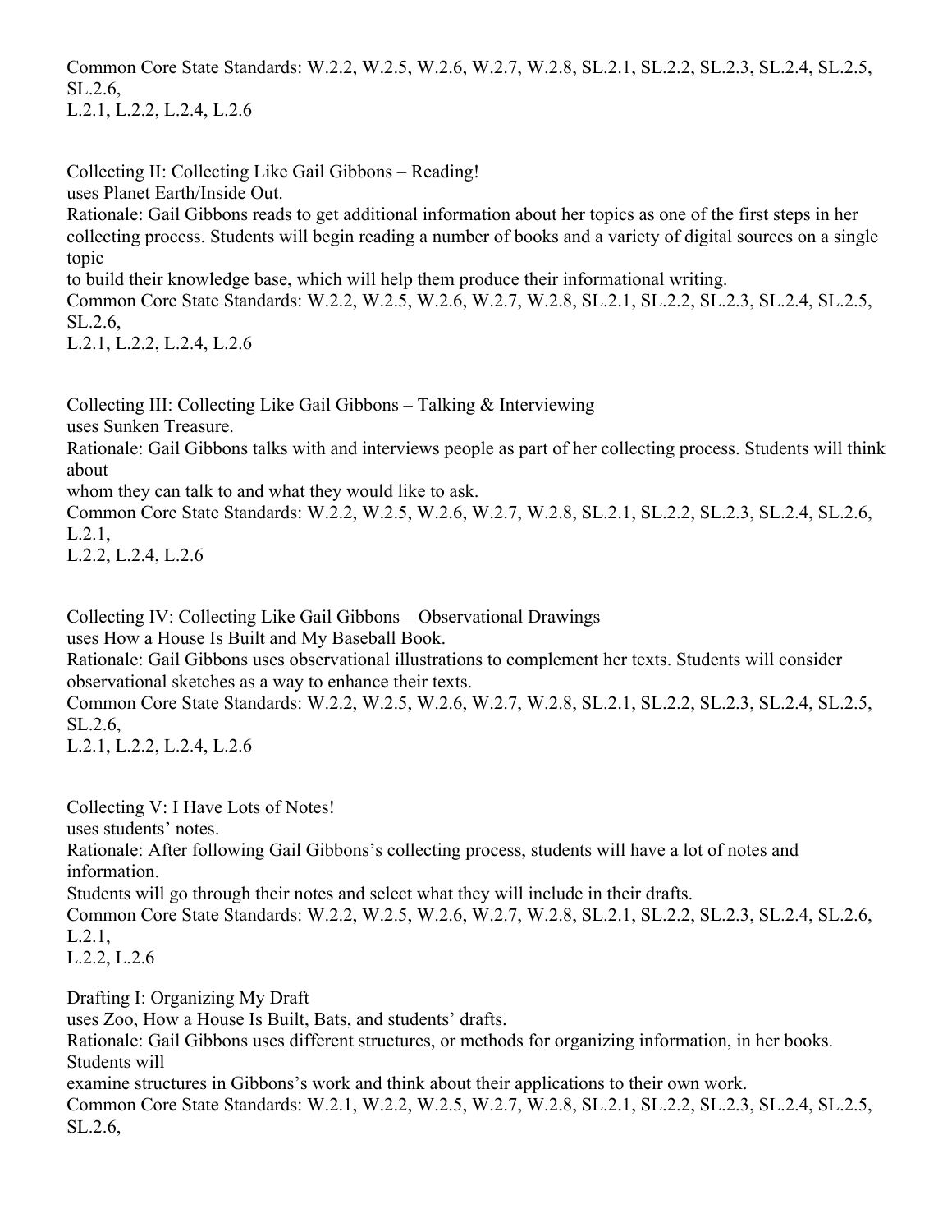Common Core State Standards: W.2.2, W.2.5, W.2.6, W.2.7, W.2.8, SL.2.1, SL.2.2, SL.2.3, SL.2.4, SL.2.5, SL.2.6,
L.2.1, L.2.2, L.2.4, L.2.6

Collecting II: Collecting Like Gail Gibbons – Reading!
uses Planet Earth/Inside Out.
Rationale: Gail Gibbons reads to get additional information about her topics as one of the first steps in her collecting process. Students will begin reading a number of books and a variety of digital sources on a single topic
to build their knowledge base, which will help them produce their informational writing.
Common Core State Standards: W.2.2, W.2.5, W.2.6, W.2.7, W.2.8, SL.2.1, SL.2.2, SL.2.3, SL.2.4, SL.2.5, SL.2.6,
L.2.1, L.2.2, L.2.4, L.2.6

Collecting III: Collecting Like Gail Gibbons – Talking & Interviewing
uses Sunken Treasure.
Rationale: Gail Gibbons talks with and interviews people as part of her collecting process. Students will think about
whom they can talk to and what they would like to ask.
Common Core State Standards: W.2.2, W.2.5, W.2.6, W.2.7, W.2.8, SL.2.1, SL.2.2, SL.2.3, SL.2.4, SL.2.6, L.2.1,
L.2.2, L.2.4, L.2.6

Collecting IV: Collecting Like Gail Gibbons – Observational Drawings
uses How a House Is Built and My Baseball Book.
Rationale: Gail Gibbons uses observational illustrations to complement her texts. Students will consider observational sketches as a way to enhance their texts.
Common Core State Standards: W.2.2, W.2.5, W.2.6, W.2.7, W.2.8, SL.2.1, SL.2.2, SL.2.3, SL.2.4, SL.2.5, SL.2.6,
L.2.1, L.2.2, L.2.4, L.2.6

Collecting V: I Have Lots of Notes!
uses students' notes.
Rationale: After following Gail Gibbons's collecting process, students will have a lot of notes and information.
Students will go through their notes and select what they will include in their drafts.
Common Core State Standards: W.2.2, W.2.5, W.2.6, W.2.7, W.2.8, SL.2.1, SL.2.2, SL.2.3, SL.2.4, SL.2.6, L.2.1,
L.2.2, L.2.6

Drafting I: Organizing My Draft
uses Zoo, How a House Is Built, Bats, and students' drafts.
Rationale: Gail Gibbons uses different structures, or methods for organizing information, in her books. Students will
examine structures in Gibbons's work and think about their applications to their own work.
Common Core State Standards: W.2.1, W.2.2, W.2.5, W.2.7, W.2.8, SL.2.1, SL.2.2, SL.2.3, SL.2.4, SL.2.5, SL.2.6,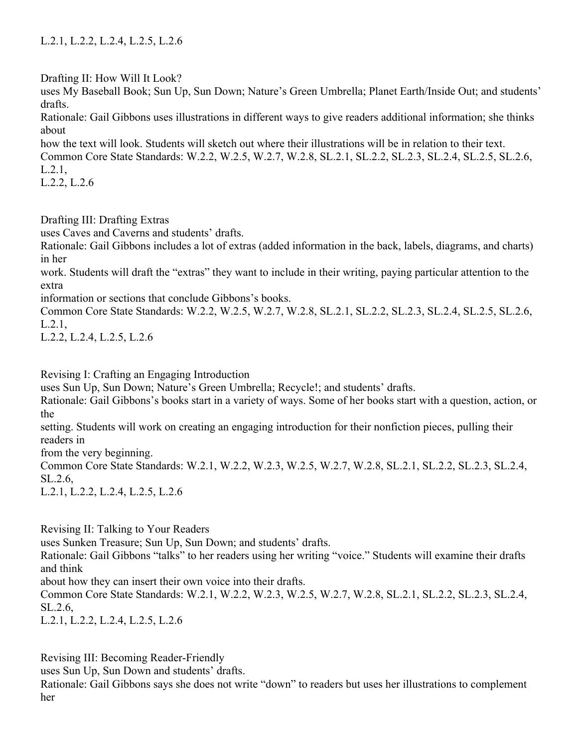L.2.1, L.2.2, L.2.4, L.2.5, L.2.6

Drafting II: How Will It Look?
uses My Baseball Book; Sun Up, Sun Down; Nature's Green Umbrella; Planet Earth/Inside Out; and students' drafts.
Rationale: Gail Gibbons uses illustrations in different ways to give readers additional information; she thinks about how the text will look. Students will sketch out where their illustrations will be in relation to their text.
Common Core State Standards: W.2.2, W.2.5, W.2.7, W.2.8, SL.2.1, SL.2.2, SL.2.3, SL.2.4, SL.2.5, SL.2.6, L.2.1, L.2.2, L.2.6

Drafting III: Drafting Extras
uses Caves and Caverns and students' drafts.
Rationale: Gail Gibbons includes a lot of extras (added information in the back, labels, diagrams, and charts) in her work. Students will draft the "extras" they want to include in their writing, paying particular attention to the extra information or sections that conclude Gibbons's books.
Common Core State Standards: W.2.2, W.2.5, W.2.7, W.2.8, SL.2.1, SL.2.2, SL.2.3, SL.2.4, SL.2.5, SL.2.6, L.2.1, L.2.2, L.2.4, L.2.5, L.2.6

Revising I: Crafting an Engaging Introduction
uses Sun Up, Sun Down; Nature's Green Umbrella; Recycle!; and students' drafts.
Rationale: Gail Gibbons's books start in a variety of ways. Some of her books start with a question, action, or the setting. Students will work on creating an engaging introduction for their nonfiction pieces, pulling their readers in from the very beginning.
Common Core State Standards: W.2.1, W.2.2, W.2.3, W.2.5, W.2.7, W.2.8, SL.2.1, SL.2.2, SL.2.3, SL.2.4, SL.2.6, L.2.1, L.2.2, L.2.4, L.2.5, L.2.6

Revising II: Talking to Your Readers
uses Sunken Treasure; Sun Up, Sun Down; and students' drafts.
Rationale: Gail Gibbons "talks" to her readers using her writing "voice." Students will examine their drafts and think about how they can insert their own voice into their drafts.
Common Core State Standards: W.2.1, W.2.2, W.2.3, W.2.5, W.2.7, W.2.8, SL.2.1, SL.2.2, SL.2.3, SL.2.4, SL.2.6, L.2.1, L.2.2, L.2.4, L.2.5, L.2.6

Revising III: Becoming Reader-Friendly
uses Sun Up, Sun Down and students' drafts.
Rationale: Gail Gibbons says she does not write "down" to readers but uses her illustrations to complement her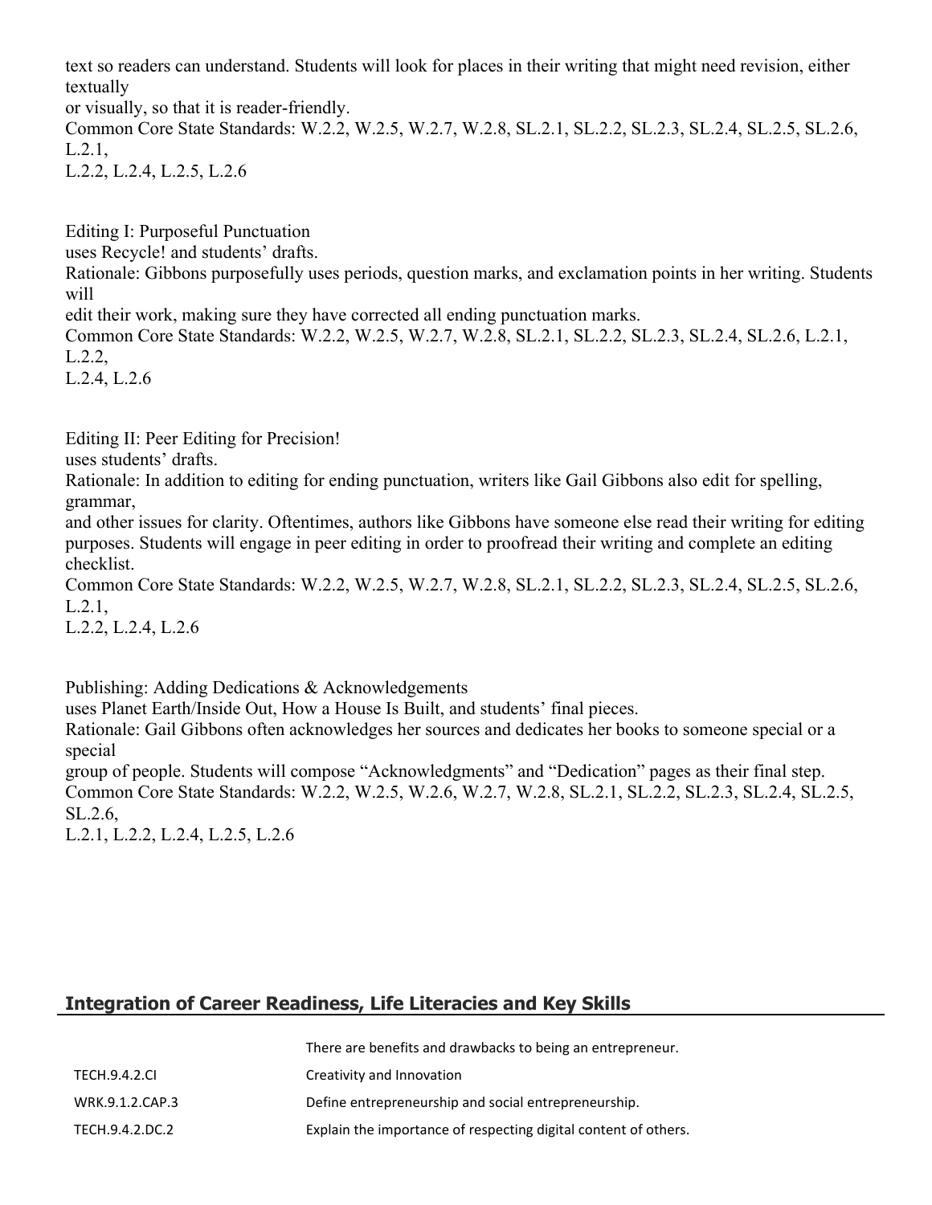text so readers can understand. Students will look for places in their writing that might need revision, either textually
or visually, so that it is reader-friendly.
Common Core State Standards: W.2.2, W.2.5, W.2.7, W.2.8, SL.2.1, SL.2.2, SL.2.3, SL.2.4, SL.2.5, SL.2.6, L.2.1,
L.2.2, L.2.4, L.2.5, L.2.6

Editing I: Purposeful Punctuation
uses Recycle! and students' drafts.
Rationale: Gibbons purposefully uses periods, question marks, and exclamation points in her writing. Students will
edit their work, making sure they have corrected all ending punctuation marks.
Common Core State Standards: W.2.2, W.2.5, W.2.7, W.2.8, SL.2.1, SL.2.2, SL.2.3, SL.2.4, SL.2.6, L.2.1, L.2.2,
L.2.4, L.2.6

Editing II: Peer Editing for Precision!
uses students' drafts.
Rationale: In addition to editing for ending punctuation, writers like Gail Gibbons also edit for spelling, grammar,
and other issues for clarity. Oftentimes, authors like Gibbons have someone else read their writing for editing purposes. Students will engage in peer editing in order to proofread their writing and complete an editing checklist.
Common Core State Standards: W.2.2, W.2.5, W.2.7, W.2.8, SL.2.1, SL.2.2, SL.2.3, SL.2.4, SL.2.5, SL.2.6, L.2.1,
L.2.2, L.2.4, L.2.6

Publishing: Adding Dedications & Acknowledgements
uses Planet Earth/Inside Out, How a House Is Built, and students' final pieces.
Rationale: Gail Gibbons often acknowledges her sources and dedicates her books to someone special or a special
group of people. Students will compose "Acknowledgments" and "Dedication" pages as their final step.
Common Core State Standards: W.2.2, W.2.5, W.2.6, W.2.7, W.2.8, SL.2.1, SL.2.2, SL.2.3, SL.2.4, SL.2.5, SL.2.6,
L.2.1, L.2.2, L.2.4, L.2.5, L.2.6

## Integration of Career Readiness, Life Literacies and Key Skills

| | |
|---|---|
| | There are benefits and drawbacks to being an entrepreneur. |
| TECH.9.4.2.CI | Creativity and Innovation |
| WRK.9.1.2.CAP.3 | Define entrepreneurship and social entrepreneurship. |
| TECH.9.4.2.DC.2 | Explain the importance of respecting digital content of others. |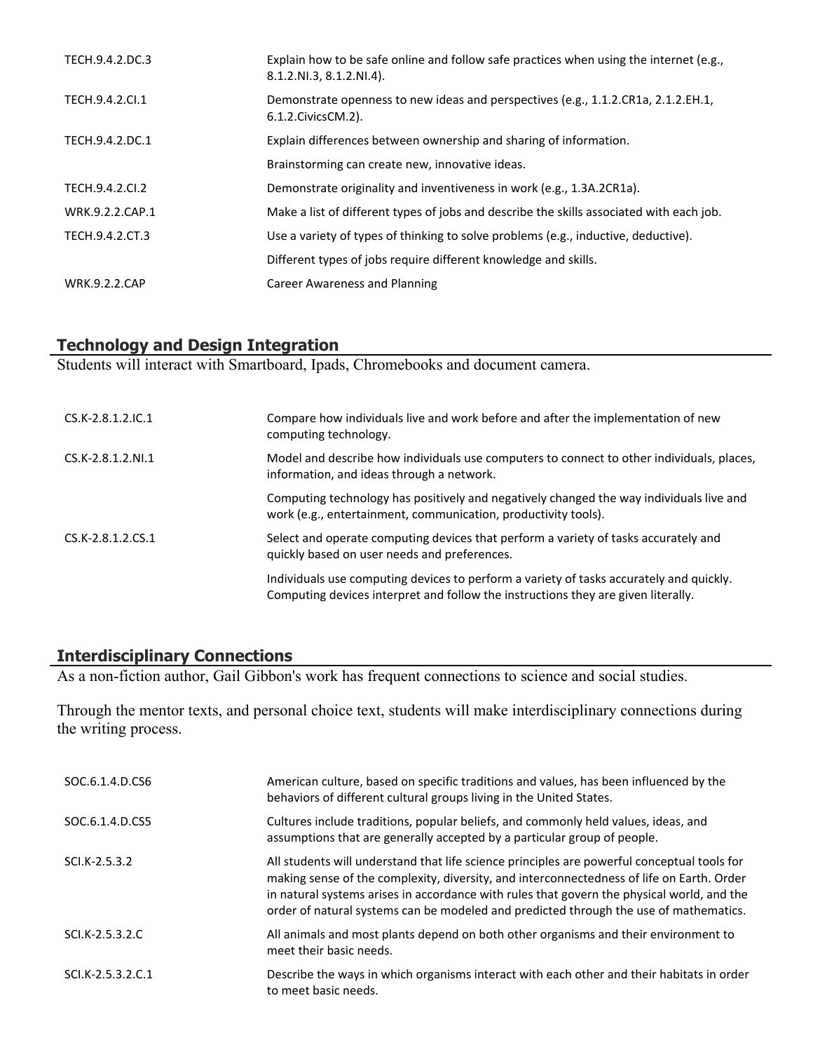| | |
|---|---|
| TECH.9.4.2.DC.3 | Explain how to be safe online and follow safe practices when using the internet (e.g., 8.1.2.NI.3, 8.1.2.NI.4). |
| TECH.9.4.2.CI.1 | Demonstrate openness to new ideas and perspectives (e.g., 1.1.2.CR1a, 2.1.2.EH.1, 6.1.2.CivicsCM.2). |
| TECH.9.4.2.DC.1 | Explain differences between ownership and sharing of information. |
| | Brainstorming can create new, innovative ideas. |
| TECH.9.4.2.CI.2 | Demonstrate originality and inventiveness in work (e.g., 1.3A.2CR1a). |
| WRK.9.2.2.CAP.1 | Make a list of different types of jobs and describe the skills associated with each job. |
| TECH.9.4.2.CT.3 | Use a variety of types of thinking to solve problems (e.g., inductive, deductive). |
| | Different types of jobs require different knowledge and skills. |
| WRK.9.2.2.CAP | Career Awareness and Planning |

## Technology and Design Integration

Students will interact with Smartboard, Ipads, Chromebooks and document camera.

| | |
|---|---|
| CS.K-2.8.1.2.IC.1 | Compare how individuals live and work before and after the implementation of new computing technology. |
| CS.K-2.8.1.2.NI.1 | Model and describe how individuals use computers to connect to other individuals, places, information, and ideas through a network. |
| | Computing technology has positively and negatively changed the way individuals live and work (e.g., entertainment, communication, productivity tools). |
| CS.K-2.8.1.2.CS.1 | Select and operate computing devices that perform a variety of tasks accurately and quickly based on user needs and preferences. |
| | Individuals use computing devices to perform a variety of tasks accurately and quickly. Computing devices interpret and follow the instructions they are given literally. |

## Interdisciplinary Connections

As a non-fiction author, Gail Gibbon's work has frequent connections to science and social studies.

Through the mentor texts, and personal choice text, students will make interdisciplinary connections during the writing process.

| | |
|---|---|
| SOC.6.1.4.D.CS6 | American culture, based on specific traditions and values, has been influenced by the behaviors of different cultural groups living in the United States. |
| SOC.6.1.4.D.CS5 | Cultures include traditions, popular beliefs, and commonly held values, ideas, and assumptions that are generally accepted by a particular group of people. |
| SCI.K-2.5.3.2 | All students will understand that life science principles are powerful conceptual tools for making sense of the complexity, diversity, and interconnectedness of life on Earth. Order in natural systems arises in accordance with rules that govern the physical world, and the order of natural systems can be modeled and predicted through the use of mathematics. |
| SCI.K-2.5.3.2.C | All animals and most plants depend on both other organisms and their environment to meet their basic needs. |
| SCI.K-2.5.3.2.C.1 | Describe the ways in which organisms interact with each other and their habitats in order to meet basic needs. |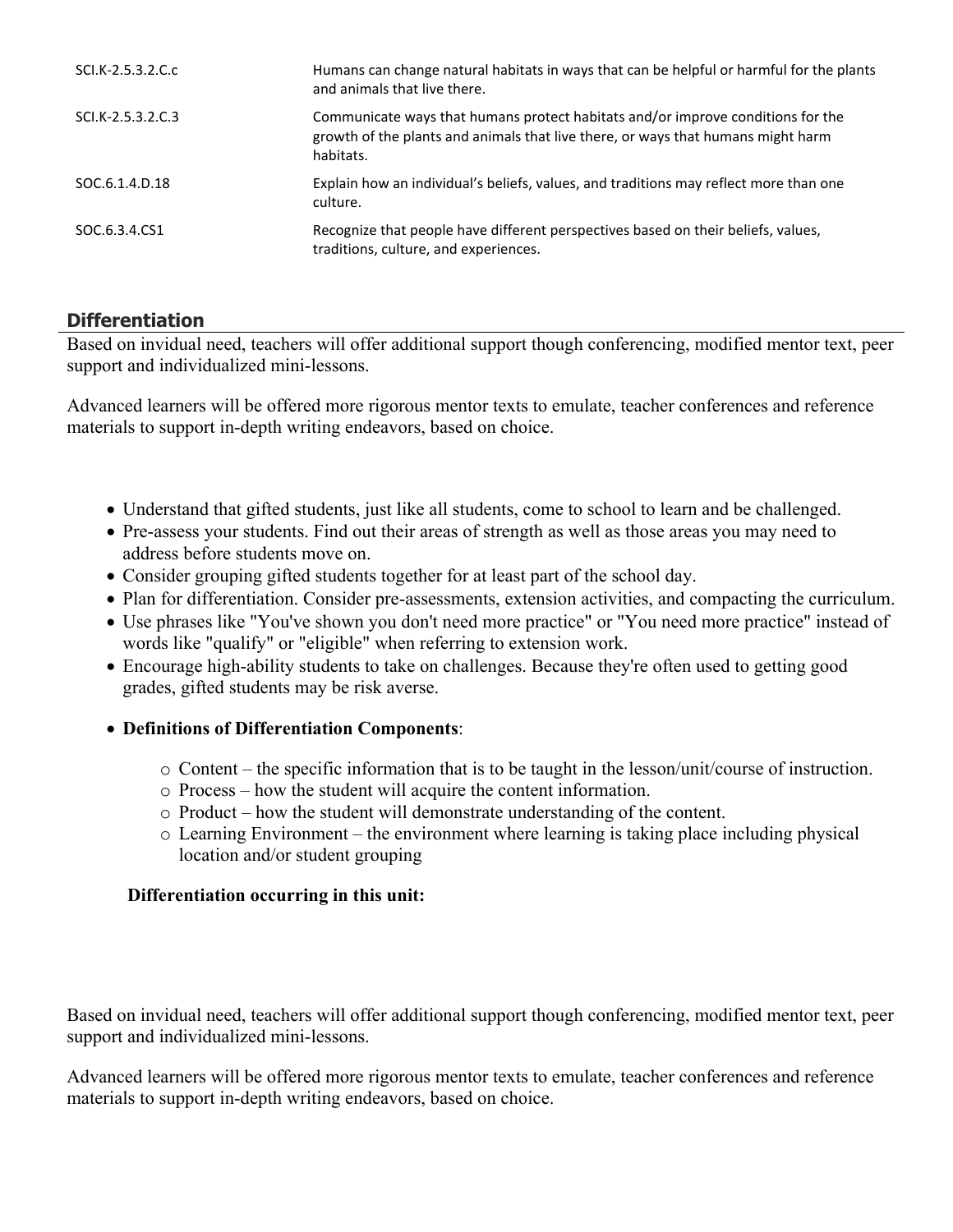| | |
|---|---|
| SCI.K-2.5.3.2.C.c | Humans can change natural habitats in ways that can be helpful or harmful for the plants and animals that live there. |
| SCI.K-2.5.3.2.C.3 | Communicate ways that humans protect habitats and/or improve conditions for the growth of the plants and animals that live there, or ways that humans might harm habitats. |
| SOC.6.1.4.D.18 | Explain how an individual's beliefs, values, and traditions may reflect more than one culture. |
| SOC.6.3.4.CS1 | Recognize that people have different perspectives based on their beliefs, values, traditions, culture, and experiences. |

## Differentiation

Based on invidual need, teachers will offer additional support though conferencing, modified mentor text, peer support and individualized mini-lessons.

Advanced learners will be offered more rigorous mentor texts to emulate, teacher conferences and reference materials to support in-depth writing endeavors, based on choice.

- Understand that gifted students, just like all students, come to school to learn and be challenged.
- Pre-assess your students. Find out their areas of strength as well as those areas you may need to address before students move on.
- Consider grouping gifted students together for at least part of the school day.
- Plan for differentiation. Consider pre-assessments, extension activities, and compacting the curriculum.
- Use phrases like "You've shown you don't need more practice" or "You need more practice" instead of words like "qualify" or "eligible" when referring to extension work.
- Encourage high-ability students to take on challenges. Because they're often used to getting good grades, gifted students may be risk averse.
- **Definitions of Differentiation Components**:
  - Content – the specific information that is to be taught in the lesson/unit/course of instruction.
  - Process – how the student will acquire the content information.
  - Product – how the student will demonstrate understanding of the content.
  - Learning Environment – the environment where learning is taking place including physical location and/or student grouping

**Differentiation occurring in this unit:**

Based on invidual need, teachers will offer additional support though conferencing, modified mentor text, peer support and individualized mini-lessons.

Advanced learners will be offered more rigorous mentor texts to emulate, teacher conferences and reference materials to support in-depth writing endeavors, based on choice.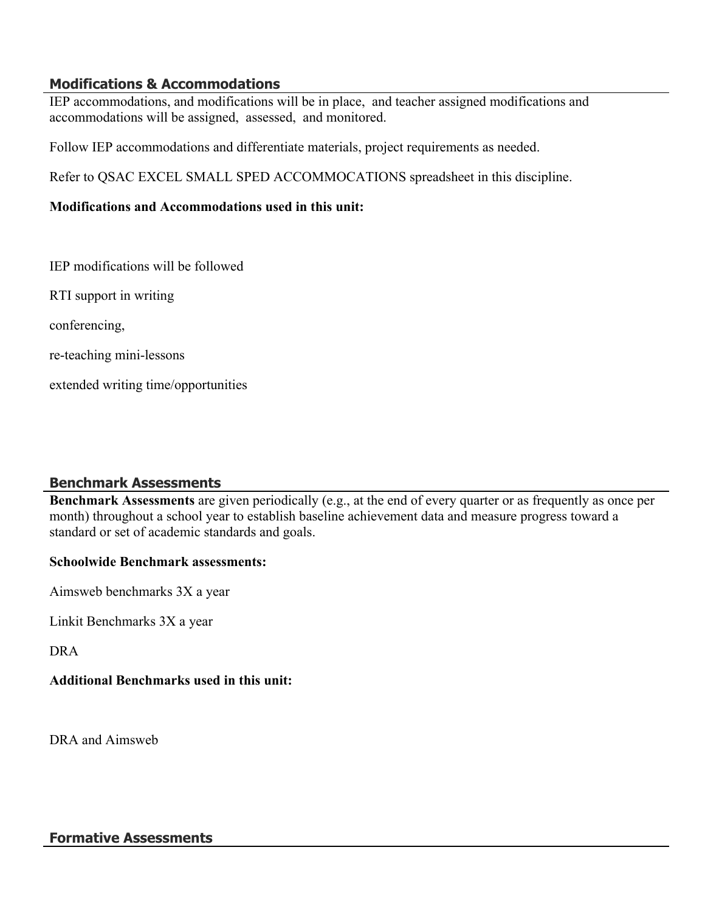## Modifications & Accommodations

IEP accommodations, and modifications will be in place, and teacher assigned modifications and accommodations will be assigned, assessed, and monitored.

Follow IEP accommodations and differentiate materials, project requirements as needed.

Refer to QSAC EXCEL SMALL SPED ACCOMMOCATIONS spreadsheet in this discipline.

**Modifications and Accommodations used in this unit:**

IEP modifications will be followed

RTI support in writing

conferencing,

re-teaching mini-lessons

extended writing time/opportunities

## Benchmark Assessments

**Benchmark Assessments** are given periodically (e.g., at the end of every quarter or as frequently as once per month) throughout a school year to establish baseline achievement data and measure progress toward a standard or set of academic standards and goals.

**Schoolwide Benchmark assessments:**

Aimsweb benchmarks 3X a year

Linkit Benchmarks 3X a year

DRA

**Additional Benchmarks used in this unit:**

DRA and Aimsweb

## Formative Assessments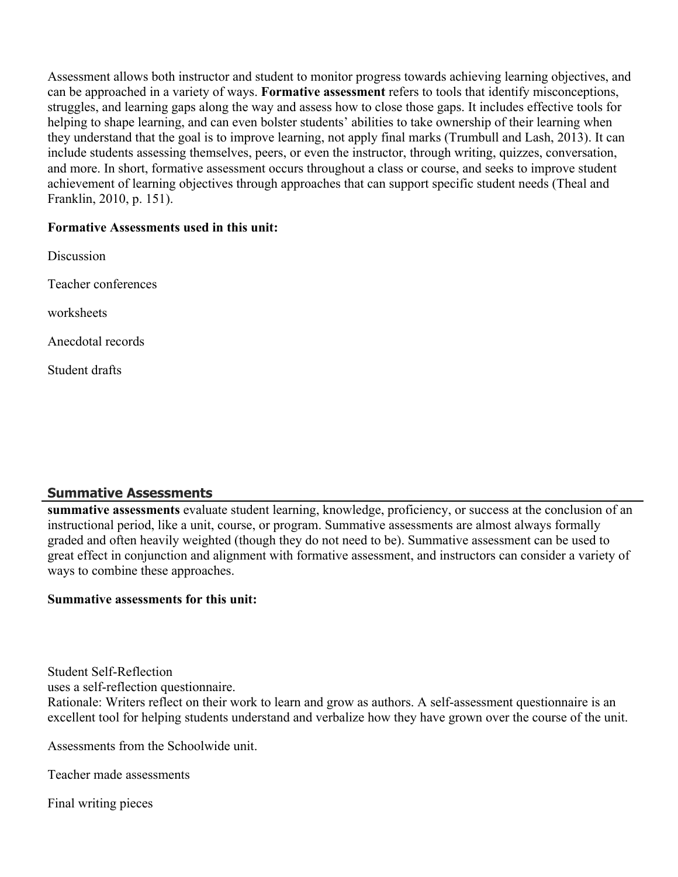Assessment allows both instructor and student to monitor progress towards achieving learning objectives, and can be approached in a variety of ways. **Formative assessment** refers to tools that identify misconceptions, struggles, and learning gaps along the way and assess how to close those gaps. It includes effective tools for helping to shape learning, and can even bolster students' abilities to take ownership of their learning when they understand that the goal is to improve learning, not apply final marks (Trumbull and Lash, 2013). It can include students assessing themselves, peers, or even the instructor, through writing, quizzes, conversation, and more. In short, formative assessment occurs throughout a class or course, and seeks to improve student achievement of learning objectives through approaches that can support specific student needs (Theal and Franklin, 2010, p. 151).

**Formative Assessments used in this unit:**

Discussion

Teacher conferences

worksheets

Anecdotal records

Student drafts

## Summative Assessments

**summative assessments** evaluate student learning, knowledge, proficiency, or success at the conclusion of an instructional period, like a unit, course, or program. Summative assessments are almost always formally graded and often heavily weighted (though they do not need to be). Summative assessment can be used to great effect in conjunction and alignment with formative assessment, and instructors can consider a variety of ways to combine these approaches.

**Summative assessments for this unit:**

Student Self-Reflection
uses a self-reflection questionnaire.
Rationale: Writers reflect on their work to learn and grow as authors. A self-assessment questionnaire is an excellent tool for helping students understand and verbalize how they have grown over the course of the unit.

Assessments from the Schoolwide unit.

Teacher made assessments

Final writing pieces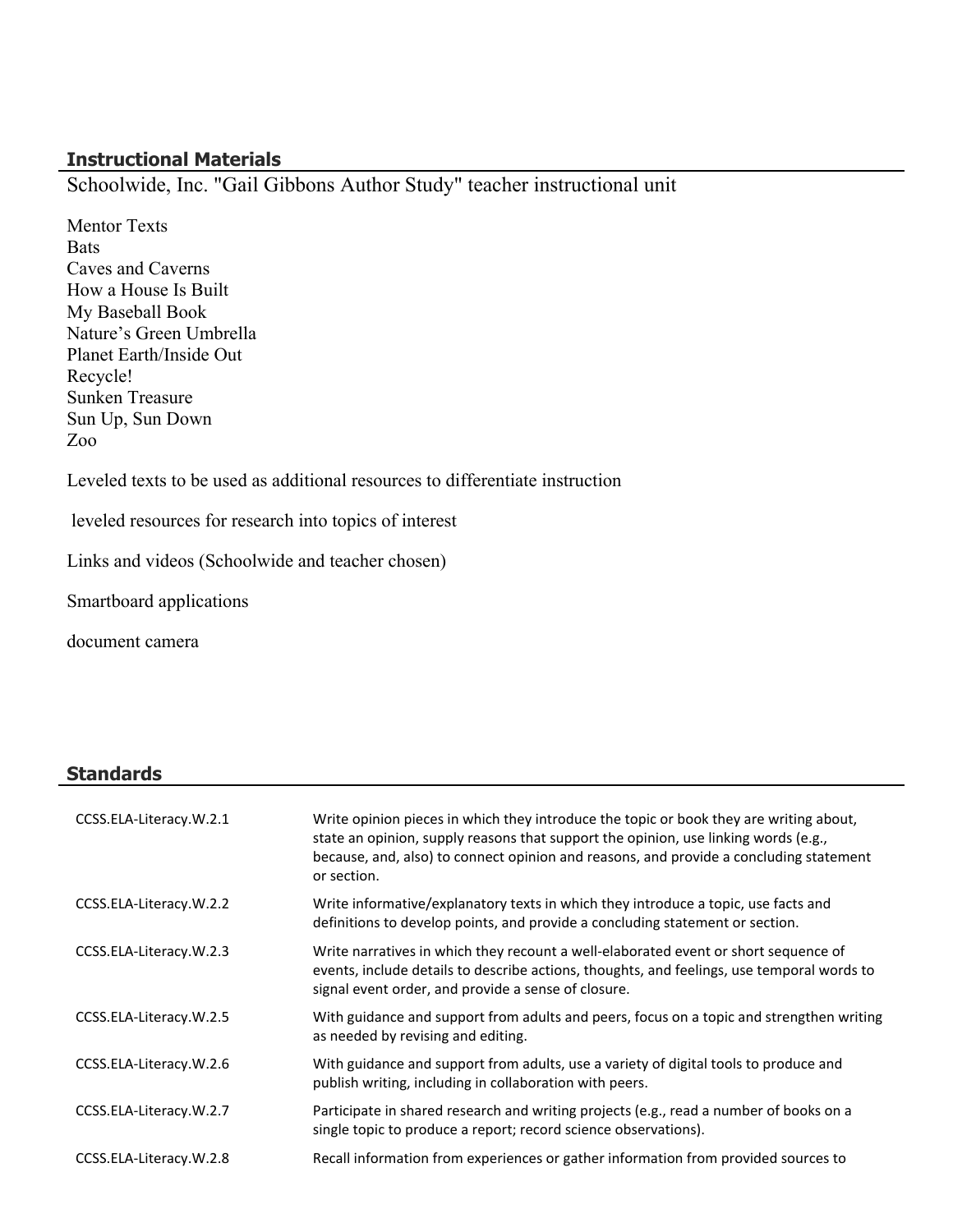## Instructional Materials

Schoolwide, Inc. "Gail Gibbons Author Study" teacher instructional unit

Mentor Texts
Bats
Caves and Caverns
How a House Is Built
My Baseball Book
Nature's Green Umbrella
Planet Earth/Inside Out
Recycle!
Sunken Treasure
Sun Up, Sun Down
Zoo

Leveled texts to be used as additional resources to differentiate instruction

leveled resources for research into topics of interest

Links and videos (Schoolwide and teacher chosen)

Smartboard applications

document camera

## Standards

| | |
|---|---|
| CCSS.ELA-Literacy.W.2.1 | Write opinion pieces in which they introduce the topic or book they are writing about, state an opinion, supply reasons that support the opinion, use linking words (e.g., because, and, also) to connect opinion and reasons, and provide a concluding statement or section. |
| CCSS.ELA-Literacy.W.2.2 | Write informative/explanatory texts in which they introduce a topic, use facts and definitions to develop points, and provide a concluding statement or section. |
| CCSS.ELA-Literacy.W.2.3 | Write narratives in which they recount a well-elaborated event or short sequence of events, include details to describe actions, thoughts, and feelings, use temporal words to signal event order, and provide a sense of closure. |
| CCSS.ELA-Literacy.W.2.5 | With guidance and support from adults and peers, focus on a topic and strengthen writing as needed by revising and editing. |
| CCSS.ELA-Literacy.W.2.6 | With guidance and support from adults, use a variety of digital tools to produce and publish writing, including in collaboration with peers. |
| CCSS.ELA-Literacy.W.2.7 | Participate in shared research and writing projects (e.g., read a number of books on a single topic to produce a report; record science observations). |
| CCSS.ELA-Literacy.W.2.8 | Recall information from experiences or gather information from provided sources to |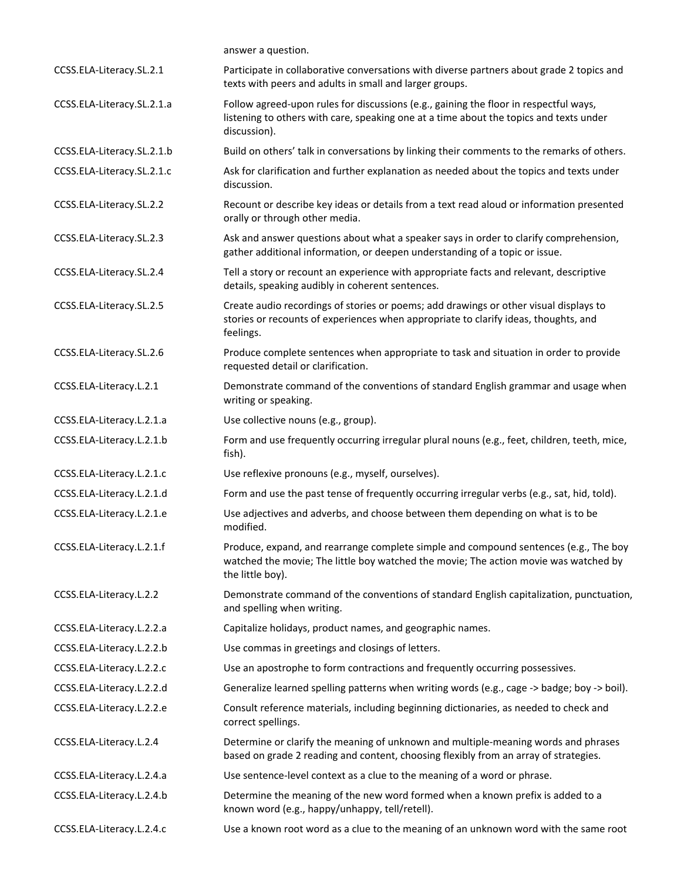| | |
|---|---|
| | answer a question. |
| CCSS.ELA-Literacy.SL.2.1 | Participate in collaborative conversations with diverse partners about grade 2 topics and texts with peers and adults in small and larger groups. |
| CCSS.ELA-Literacy.SL.2.1.a | Follow agreed-upon rules for discussions (e.g., gaining the floor in respectful ways, listening to others with care, speaking one at a time about the topics and texts under discussion). |
| CCSS.ELA-Literacy.SL.2.1.b | Build on others' talk in conversations by linking their comments to the remarks of others. |
| CCSS.ELA-Literacy.SL.2.1.c | Ask for clarification and further explanation as needed about the topics and texts under discussion. |
| CCSS.ELA-Literacy.SL.2.2 | Recount or describe key ideas or details from a text read aloud or information presented orally or through other media. |
| CCSS.ELA-Literacy.SL.2.3 | Ask and answer questions about what a speaker says in order to clarify comprehension, gather additional information, or deepen understanding of a topic or issue. |
| CCSS.ELA-Literacy.SL.2.4 | Tell a story or recount an experience with appropriate facts and relevant, descriptive details, speaking audibly in coherent sentences. |
| CCSS.ELA-Literacy.SL.2.5 | Create audio recordings of stories or poems; add drawings or other visual displays to stories or recounts of experiences when appropriate to clarify ideas, thoughts, and feelings. |
| CCSS.ELA-Literacy.SL.2.6 | Produce complete sentences when appropriate to task and situation in order to provide requested detail or clarification. |
| CCSS.ELA-Literacy.L.2.1 | Demonstrate command of the conventions of standard English grammar and usage when writing or speaking. |
| CCSS.ELA-Literacy.L.2.1.a | Use collective nouns (e.g., group). |
| CCSS.ELA-Literacy.L.2.1.b | Form and use frequently occurring irregular plural nouns (e.g., feet, children, teeth, mice, fish). |
| CCSS.ELA-Literacy.L.2.1.c | Use reflexive pronouns (e.g., myself, ourselves). |
| CCSS.ELA-Literacy.L.2.1.d | Form and use the past tense of frequently occurring irregular verbs (e.g., sat, hid, told). |
| CCSS.ELA-Literacy.L.2.1.e | Use adjectives and adverbs, and choose between them depending on what is to be modified. |
| CCSS.ELA-Literacy.L.2.1.f | Produce, expand, and rearrange complete simple and compound sentences (e.g., The boy watched the movie; The little boy watched the movie; The action movie was watched by the little boy). |
| CCSS.ELA-Literacy.L.2.2 | Demonstrate command of the conventions of standard English capitalization, punctuation, and spelling when writing. |
| CCSS.ELA-Literacy.L.2.2.a | Capitalize holidays, product names, and geographic names. |
| CCSS.ELA-Literacy.L.2.2.b | Use commas in greetings and closings of letters. |
| CCSS.ELA-Literacy.L.2.2.c | Use an apostrophe to form contractions and frequently occurring possessives. |
| CCSS.ELA-Literacy.L.2.2.d | Generalize learned spelling patterns when writing words (e.g., cage -> badge; boy -> boil). |
| CCSS.ELA-Literacy.L.2.2.e | Consult reference materials, including beginning dictionaries, as needed to check and correct spellings. |
| CCSS.ELA-Literacy.L.2.4 | Determine or clarify the meaning of unknown and multiple-meaning words and phrases based on grade 2 reading and content, choosing flexibly from an array of strategies. |
| CCSS.ELA-Literacy.L.2.4.a | Use sentence-level context as a clue to the meaning of a word or phrase. |
| CCSS.ELA-Literacy.L.2.4.b | Determine the meaning of the new word formed when a known prefix is added to a known word (e.g., happy/unhappy, tell/retell). |
| CCSS.ELA-Literacy.L.2.4.c | Use a known root word as a clue to the meaning of an unknown word with the same root |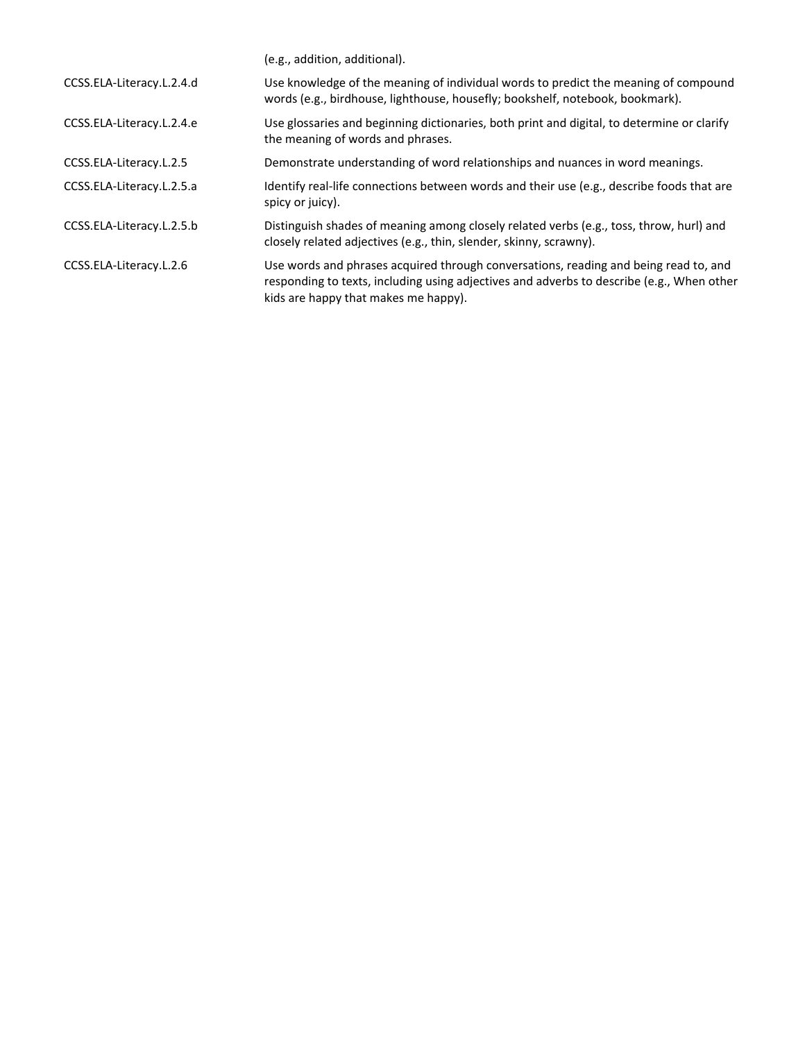| | |
|---|---|
| | (e.g., addition, additional). |
| CCSS.ELA-Literacy.L.2.4.d | Use knowledge of the meaning of individual words to predict the meaning of compound words (e.g., birdhouse, lighthouse, housefly; bookshelf, notebook, bookmark). |
| CCSS.ELA-Literacy.L.2.4.e | Use glossaries and beginning dictionaries, both print and digital, to determine or clarify the meaning of words and phrases. |
| CCSS.ELA-Literacy.L.2.5 | Demonstrate understanding of word relationships and nuances in word meanings. |
| CCSS.ELA-Literacy.L.2.5.a | Identify real-life connections between words and their use (e.g., describe foods that are spicy or juicy). |
| CCSS.ELA-Literacy.L.2.5.b | Distinguish shades of meaning among closely related verbs (e.g., toss, throw, hurl) and closely related adjectives (e.g., thin, slender, skinny, scrawny). |
| CCSS.ELA-Literacy.L.2.6 | Use words and phrases acquired through conversations, reading and being read to, and responding to texts, including using adjectives and adverbs to describe (e.g., When other kids are happy that makes me happy). |